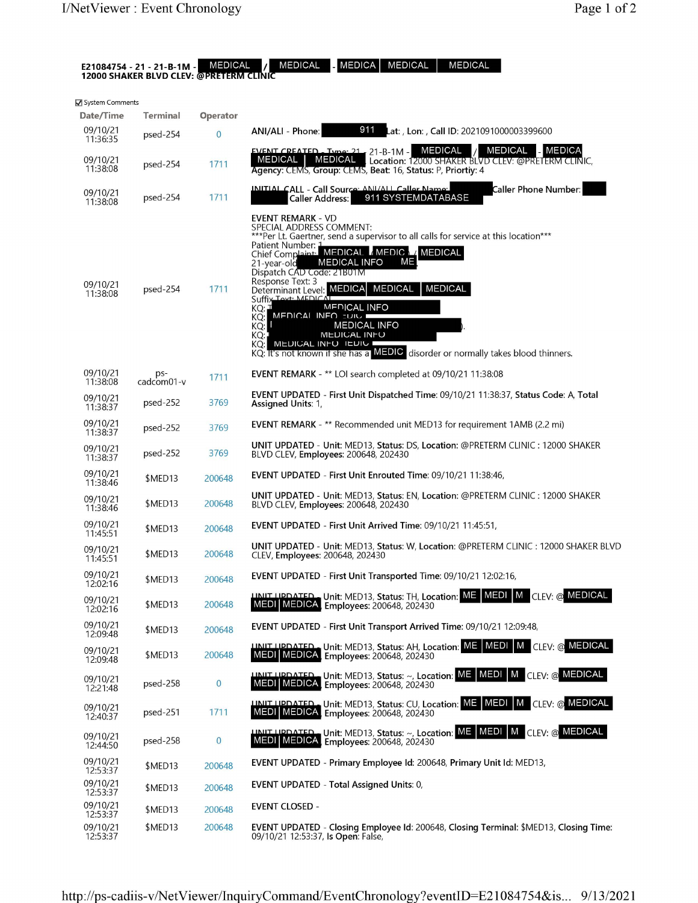**E21084754 - 21 - 21-B-1M - MEDICAL / MEDICAL - MEDICA MEDICAL MEDICAL**
**12000 SHAKER BLVD CLEV: @PRETERM CLINIC**

☑ System Comments

| Date/Time | Terminal | Operator | |
|---|---|---|---|
| 09/10/21 11:36:35 | psed-254 | 0 | **ANI/ALI** - **Phone**: 911 **Lat**: , **Lon**: , **Call ID**: 2021091000003399600 |
| 09/10/21 11:38:08 | psed-254 | 1711 | **EVENT CREATED** - **Type**: 21 - 21-B-1M - MEDICAL / MEDICAL - MEDICA MEDICAL MEDICAL **Location**: 12000 SHAKER BLVD CLEV: @PRETERM CLINIC, **Agency**: CEMS, **Group**: CEMS, **Beat**: 16, **Status**: P, **Priortiy**: 4 |
| 09/10/21 11:38:08 | psed-254 | 1711 | **INITIAL CALL** - **Call Source**: ANI/ALI, **Caller Name**: **Caller Phone Number**: **Caller Address**: 911 SYSTEMDATABASE |
| 09/10/21 11:38:08 | psed-254 | 1711 | **EVENT REMARK** - VD<br>SPECIAL ADDRESS COMMENT:<br>\*\*\*Per Lt. Gaertner, send a supervisor to all calls for service at this location\*\*\*<br>Patient Number: 1<br>Chief Complaint: MEDICAL / MEDIC / MEDICAL<br>21-year-old MEDICAL INFO ME<br>Dispatch CAD Code: 21B01M<br>Response Text: 3<br>Determinant Level: MEDICA MEDICAL MEDICAL<br>Suffix Text: MEDICAL<br>KQ: MEDICAL INFO<br>KQ: MEDICAL INFO EDIC<br>KQ: MEDICAL INFO ).<br>KQ: MEDICAL INFO<br>KQ: MEDICAL INFO IEDIC<br>KQ: It's not known if she has a MEDIC disorder or normally takes blood thinners. |
| 09/10/21 11:38:08 | ps-cadcom01-v | 1711 | **EVENT REMARK** - \*\* LOI search completed at 09/10/21 11:38:08 |
| 09/10/21 11:38:37 | psed-252 | 3769 | **EVENT UPDATED** - **First Unit Dispatched Time**: 09/10/21 11:38:37, **Status Code**: A, **Total Assigned Units**: 1, |
| 09/10/21 11:38:37 | psed-252 | 3769 | **EVENT REMARK** - \*\* Recommended unit MED13 for requirement 1AMB (2.2 mi) |
| 09/10/21 11:38:37 | psed-252 | 3769 | **UNIT UPDATED** - **Unit**: MED13, **Status**: DS, **Location**: @PRETERM CLINIC : 12000 SHAKER BLVD CLEV, **Employees**: 200648, 202430 |
| 09/10/21 11:38:46 | $MED13 | 200648 | **EVENT UPDATED** - **First Unit Enrouted Time**: 09/10/21 11:38:46, |
| 09/10/21 11:38:46 | $MED13 | 200648 | **UNIT UPDATED** - **Unit**: MED13, **Status**: EN, **Location**: @PRETERM CLINIC : 12000 SHAKER BLVD CLEV, **Employees**: 200648, 202430 |
| 09/10/21 11:45:51 | $MED13 | 200648 | **EVENT UPDATED** - **First Unit Arrived Time**: 09/10/21 11:45:51, |
| 09/10/21 11:45:51 | $MED13 | 200648 | **UNIT UPDATED** - **Unit**: MED13, **Status**: W, **Location**: @PRETERM CLINIC : 12000 SHAKER BLVD CLEV, **Employees**: 200648, 202430 |
| 09/10/21 12:02:16 | $MED13 | 200648 | **EVENT UPDATED** - **First Unit Transported Time**: 09/10/21 12:02:16, |
| 09/10/21 12:02:16 | $MED13 | 200648 | **UNIT UPDATED** - **Unit**: MED13, **Status**: TH, **Location**: ME MEDI M CLEV: @ MEDICAL MEDI MEDICA **Employees**: 200648, 202430 |
| 09/10/21 12:09:48 | $MED13 | 200648 | **EVENT UPDATED** - **First Unit Transport Arrived Time**: 09/10/21 12:09:48, |
| 09/10/21 12:09:48 | $MED13 | 200648 | **UNIT UPDATED** - **Unit**: MED13, **Status**: AH, **Location**: ME MEDI M CLEV: @ MEDICAL MEDI MEDICA **Employees**: 200648, 202430 |
| 09/10/21 12:21:48 | psed-258 | 0 | **UNIT UPDATED** - **Unit**: MED13, **Status**: ~, **Location**: ME MEDI M CLEV: @ MEDICAL MEDI MEDICA **Employees**: 200648, 202430 |
| 09/10/21 12:40:37 | psed-251 | 1711 | **UNIT UPDATED** - **Unit**: MED13, **Status**: CU, **Location**: ME MEDI M CLEV: @ MEDICAL MEDI MEDICA **Employees**: 200648, 202430 |
| 09/10/21 12:44:50 | psed-258 | 0 | **UNIT UPDATED** - **Unit**: MED13, **Status**: ~, **Location**: ME MEDI M CLEV: @ MEDICAL MEDI MEDICA **Employees**: 200648, 202430 |
| 09/10/21 12:53:37 | $MED13 | 200648 | **EVENT UPDATED** - **Primary Employee Id**: 200648, **Primary Unit Id**: MED13, |
| 09/10/21 12:53:37 | $MED13 | 200648 | **EVENT UPDATED** - **Total Assigned Units**: 0, |
| 09/10/21 12:53:37 | $MED13 | 200648 | **EVENT CLOSED** - |
| 09/10/21 12:53:37 | $MED13 | 200648 | **EVENT UPDATED** - **Closing Employee Id**: 200648, **Closing Terminal**: $MED13, **Closing Time**: 09/10/21 12:53:37, **Is Open**: False, |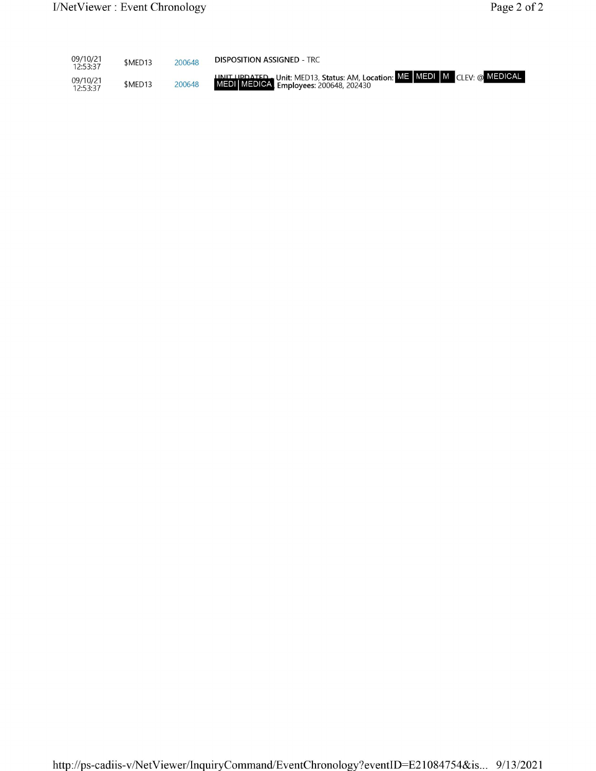| | | | |
|---|---|---|---|
| 09/10/21 12:53:37 | $MED13 | 200648 | **DISPOSITION ASSIGNED** - TRC |
| 09/10/21 12:53:37 | $MED13 | 200648 | **UNIT UPDATED** - **Unit:** MED13, **Status:** AM, **Location:** ME MEDI M CLEV: @ MEDICAL MEDI MEDICA **Employees:** 200648, 202430 |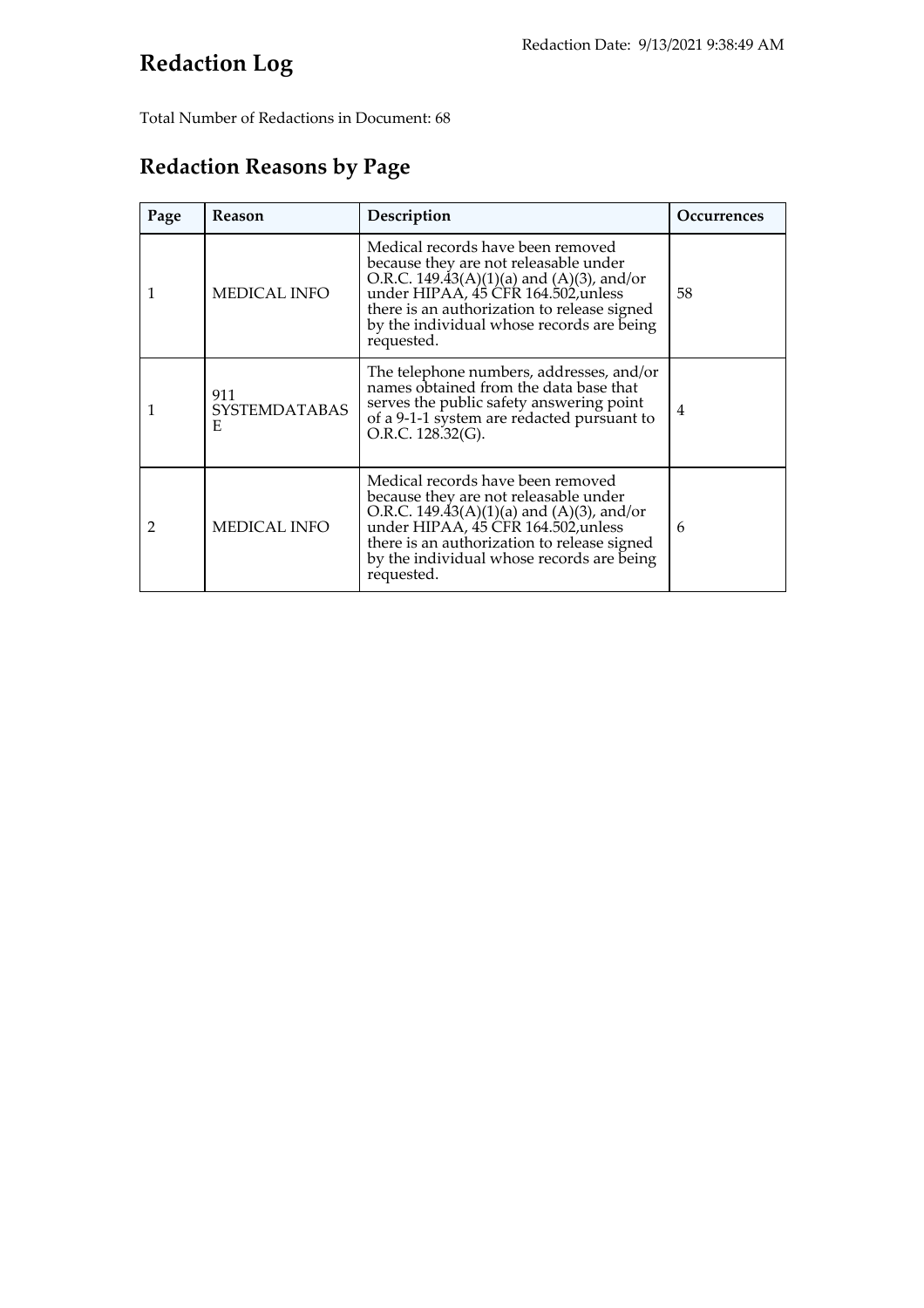Redaction Date: 9/13/2021 9:38:49 AM

# Redaction Log

Total Number of Redactions in Document: 68

## Redaction Reasons by Page

| Page | Reason | Description | Occurrences |
|---|---|---|---|
| 1 | MEDICAL INFO | Medical records have been removed because they are not releasable under O.R.C. 149.43(A)(1)(a) and (A)(3), and/or under HIPAA, 45 CFR 164.502,unless there is an authorization to release signed by the individual whose records are being requested. | 58 |
| 1 | 911 SYSTEMDATABASE | The telephone numbers, addresses, and/or names obtained from the data base that serves the public safety answering point of a 9-1-1 system are redacted pursuant to O.R.C. 128.32(G). | 4 |
| 2 | MEDICAL INFO | Medical records have been removed because they are not releasable under O.R.C. 149.43(A)(1)(a) and (A)(3), and/or under HIPAA, 45 CFR 164.502,unless there is an authorization to release signed by the individual whose records are being requested. | 6 |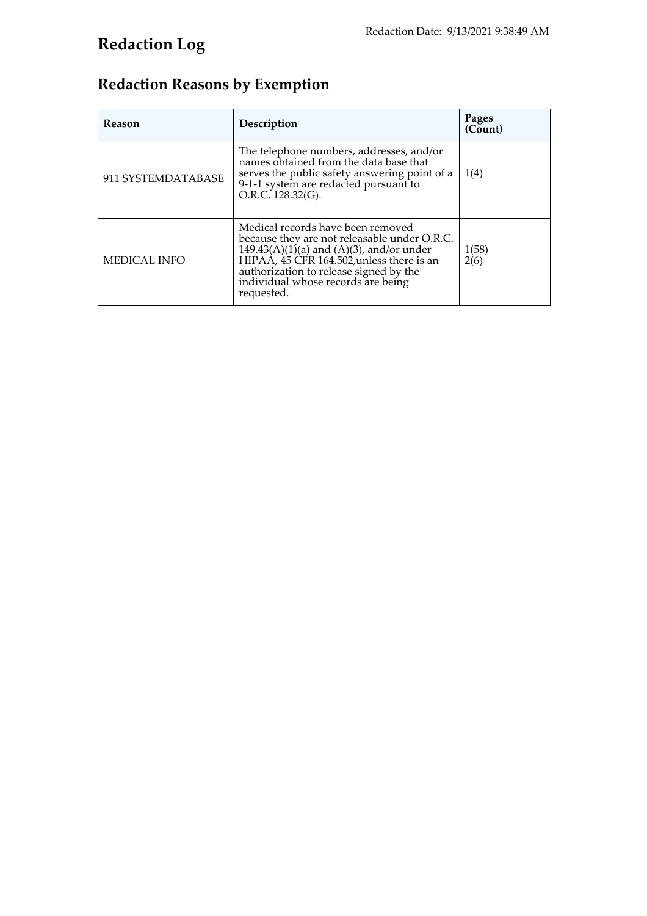Redaction Date: 9/13/2021 9:38:49 AM

# Redaction Log

## Redaction Reasons by Exemption

| Reason | Description | Pages (Count) |
| --- | --- | --- |
| 911 SYSTEMDATABASE | The telephone numbers, addresses, and/or names obtained from the data base that serves the public safety answering point of a 9-1-1 system are redacted pursuant to O.R.C. 128.32(G). | 1(4) |
| MEDICAL INFO | Medical records have been removed because they are not releasable under O.R.C. 149.43(A)(1)(a) and (A)(3), and/or under HIPAA, 45 CFR 164.502,unless there is an authorization to release signed by the individual whose records are being requested. | 1(58)<br>2(6) |